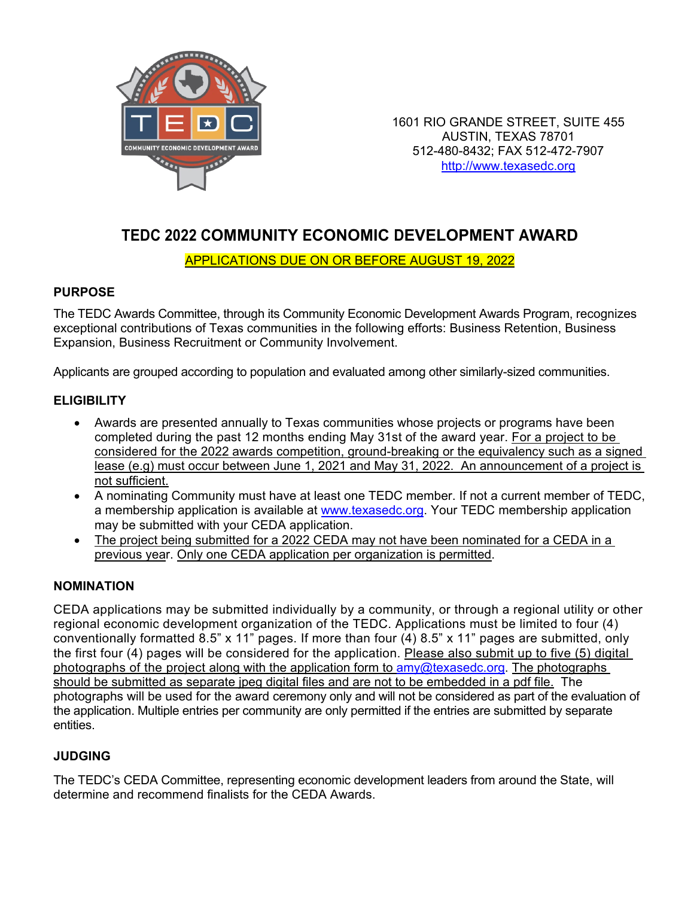1601 RIO GRANDE STREET, SUITE 455
AUSTIN, TEXAS 78701
512-480-8432; FAX 512-472-7907
http://www.texasedc.org

# TEDC 2022 COMMUNITY ECONOMIC DEVELOPMENT AWARD

APPLICATIONS DUE ON OR BEFORE AUGUST 19, 2022

## PURPOSE

The TEDC Awards Committee, through its Community Economic Development Awards Program, recognizes exceptional contributions of Texas communities in the following efforts: Business Retention, Business Expansion, Business Recruitment or Community Involvement.

Applicants are grouped according to population and evaluated among other similarly-sized communities.

## ELIGIBILITY

- Awards are presented annually to Texas communities whose projects or programs have been completed during the past 12 months ending May 31st of the award year. For a project to be considered for the 2022 awards competition, ground-breaking or the equivalency such as a signed lease (e.g) must occur between June 1, 2021 and May 31, 2022. An announcement of a project is not sufficient.
- A nominating Community must have at least one TEDC member. If not a current member of TEDC, a membership application is available at www.texasedc.org. Your TEDC membership application may be submitted with your CEDA application.
- The project being submitted for a 2022 CEDA may not have been nominated for a CEDA in a previous year. Only one CEDA application per organization is permitted.

## NOMINATION

CEDA applications may be submitted individually by a community, or through a regional utility or other regional economic development organization of the TEDC. Applications must be limited to four (4) conventionally formatted 8.5" x 11" pages. If more than four (4) 8.5" x 11" pages are submitted, only the first four (4) pages will be considered for the application. Please also submit up to five (5) digital photographs of the project along with the application form to amy@texasedc.org. The photographs should be submitted as separate jpeg digital files and are not to be embedded in a pdf file. The photographs will be used for the award ceremony only and will not be considered as part of the evaluation of the application. Multiple entries per community are only permitted if the entries are submitted by separate entities.

## JUDGING

The TEDC's CEDA Committee, representing economic development leaders from around the State, will determine and recommend finalists for the CEDA Awards.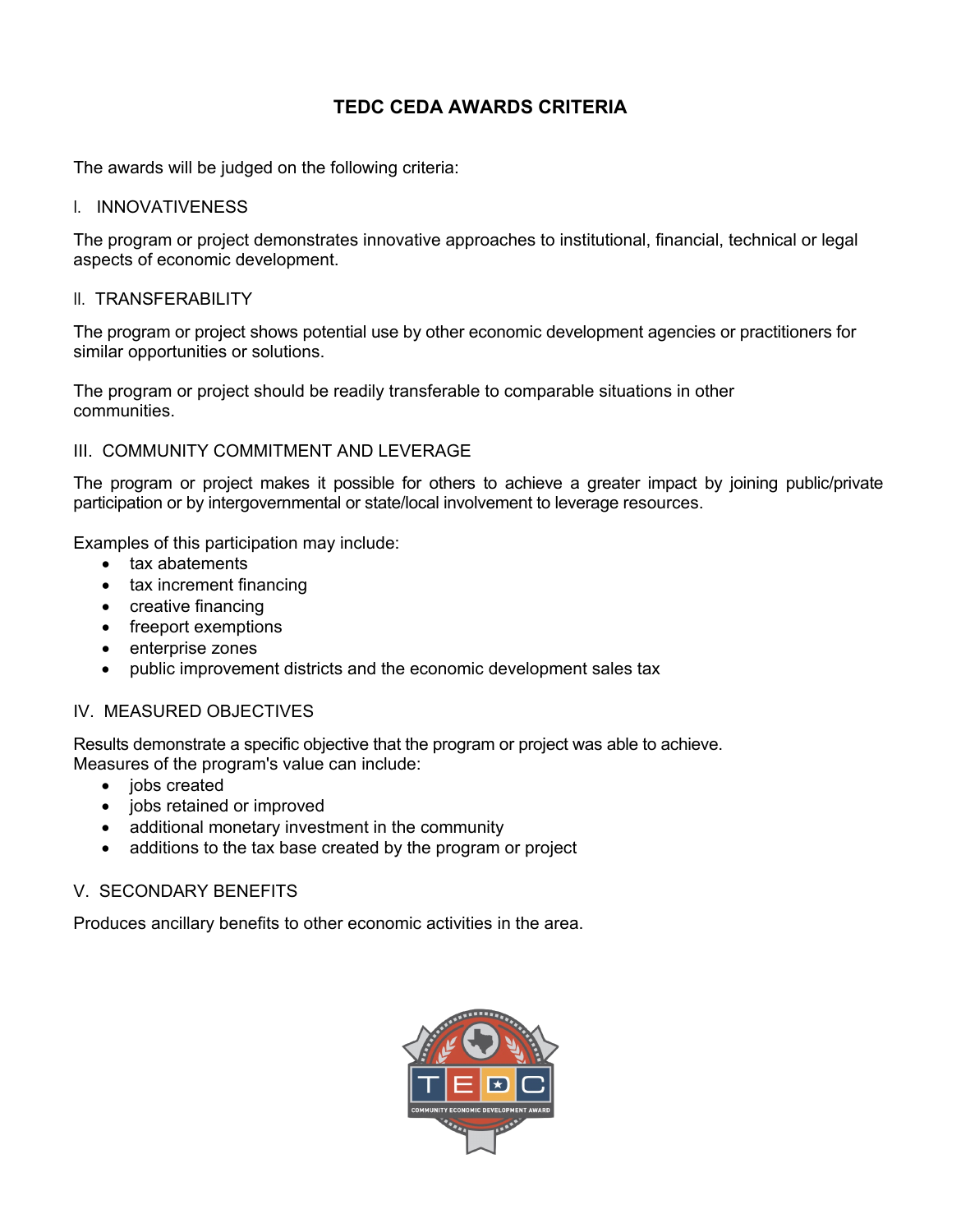# TEDC CEDA AWARDS CRITERIA

The awards will be judged on the following criteria:

## I. INNOVATIVENESS

The program or project demonstrates innovative approaches to institutional, financial, technical or legal aspects of economic development.

## II. TRANSFERABILITY

The program or project shows potential use by other economic development agencies or practitioners for similar opportunities or solutions.

The program or project should be readily transferable to comparable situations in other communities.

## III. COMMUNITY COMMITMENT AND LEVERAGE

The program or project makes it possible for others to achieve a greater impact by joining public/private participation or by intergovernmental or state/local involvement to leverage resources.

Examples of this participation may include:

- tax abatements
- tax increment financing
- creative financing
- freeport exemptions
- enterprise zones
- public improvement districts and the economic development sales tax

## IV. MEASURED OBJECTIVES

Results demonstrate a specific objective that the program or project was able to achieve.
Measures of the program's value can include:

- jobs created
- jobs retained or improved
- additional monetary investment in the community
- additions to the tax base created by the program or project

## V. SECONDARY BENEFITS

Produces ancillary benefits to other economic activities in the area.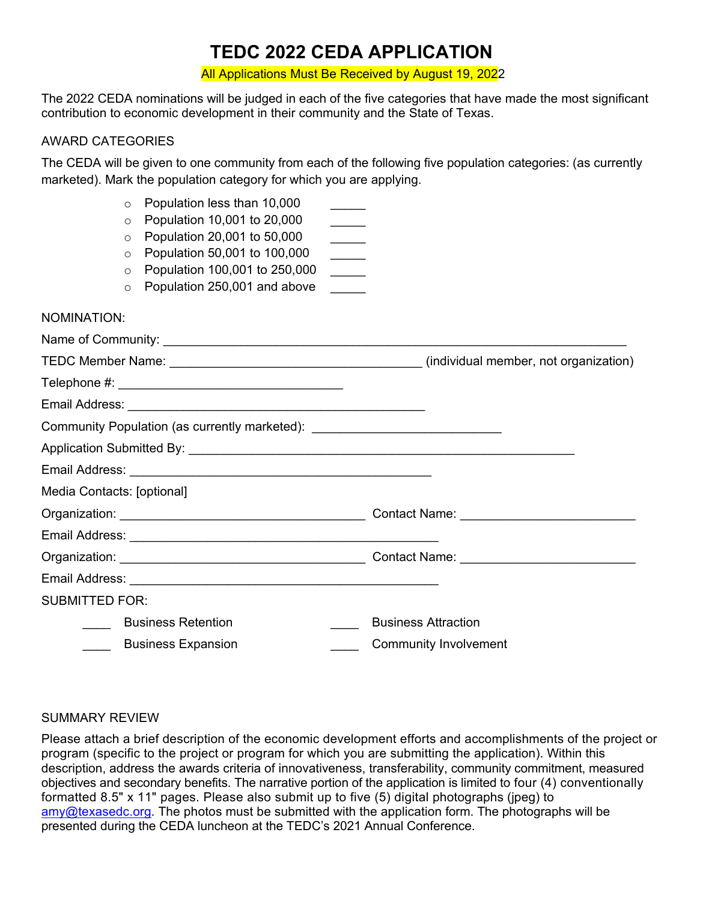# TEDC 2022 CEDA APPLICATION

All Applications Must Be Received by August 19, 2022

The 2022 CEDA nominations will be judged in each of the five categories that have made the most significant contribution to economic development in their community and the State of Texas.

AWARD CATEGORIES

The CEDA will be given to one community from each of the following five population categories: (as currently marketed). Mark the population category for which you are applying.

- Population less than 10,000 _____
- Population 10,001 to 20,000 _____
- Population 20,001 to 50,000 _____
- Population 50,001 to 100,000 _____
- Population 100,001 to 250,000 _____
- Population 250,001 and above _____

NOMINATION:

Name of Community: ____________________________________________________________________

TEDC Member Name: ____________________________________ (individual member, not organization)

Telephone #: ________________________________

Email Address: ___________________________________________

Community Population (as currently marketed): ___________________________

Application Submitted By: ________________________________________________________

Email Address: ___________________________________________

Media Contacts: [optional]

Organization: ___________________________________ Contact Name: _________________________

Email Address: ____________________________________________

Organization: ___________________________________ Contact Name: _________________________

Email Address: ____________________________________________

SUBMITTED FOR:

____ Business Retention ____ Business Attraction

____ Business Expansion ____ Community Involvement

SUMMARY REVIEW

Please attach a brief description of the economic development efforts and accomplishments of the project or program (specific to the project or program for which you are submitting the application). Within this description, address the awards criteria of innovativeness, transferability, community commitment, measured objectives and secondary benefits. The narrative portion of the application is limited to four (4) conventionally formatted 8.5" x 11" pages. Please also submit up to five (5) digital photographs (jpeg) to amy@texasedc.org. The photos must be submitted with the application form. The photographs will be presented during the CEDA luncheon at the TEDC's 2021 Annual Conference.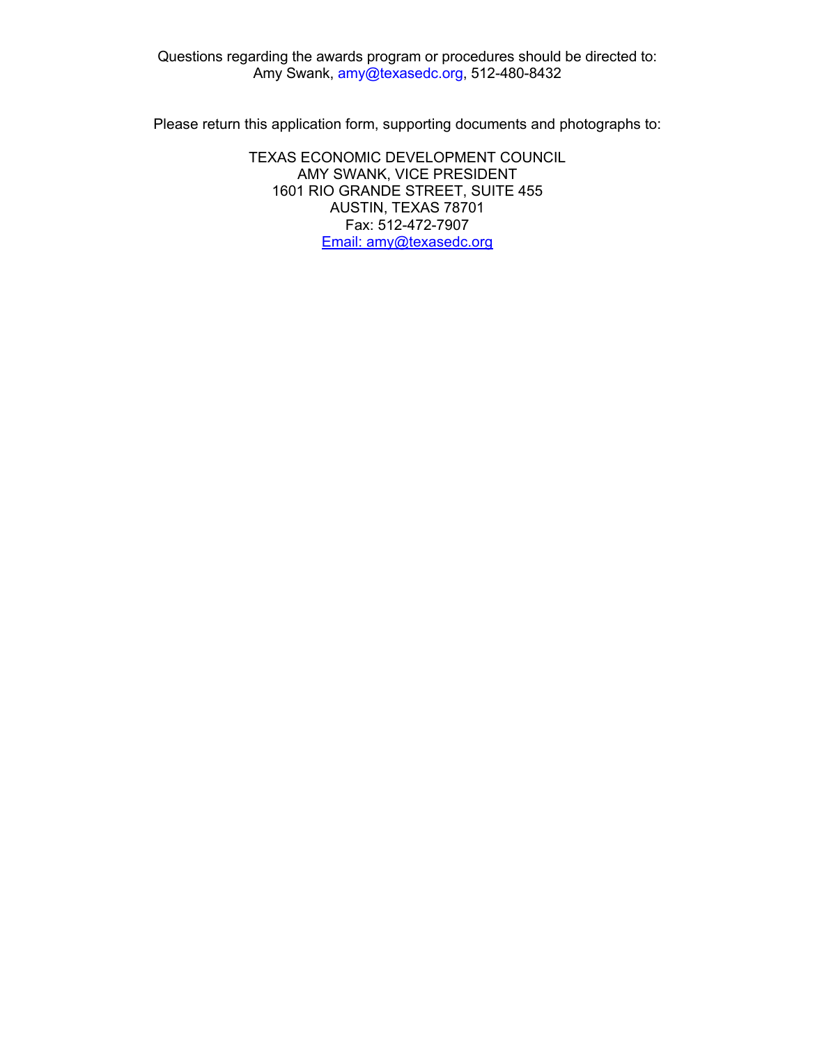Questions regarding the awards program or procedures should be directed to:
Amy Swank, amy@texasedc.org, 512-480-8432

Please return this application form, supporting documents and photographs to:

TEXAS ECONOMIC DEVELOPMENT COUNCIL
AMY SWANK, VICE PRESIDENT
1601 RIO GRANDE STREET, SUITE 455
AUSTIN, TEXAS 78701
Fax: 512-472-7907
Email: amy@texasedc.org